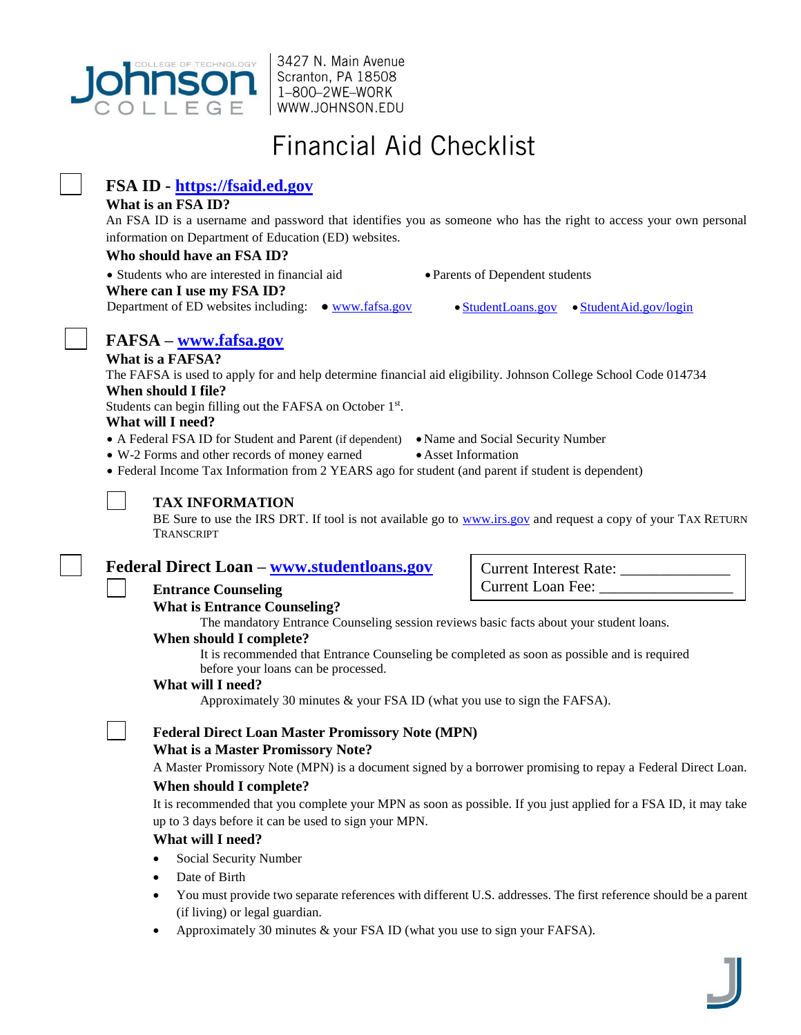Johnson College of Technology

3427 N. Main Avenue
Scranton, PA 18508
1–800–2WE–WORK
WWW.JOHNSON.EDU

# Financial Aid Checklist

☐ **FSA ID - https://fsaid.ed.gov**

**What is an FSA ID?**

An FSA ID is a username and password that identifies you as someone who has the right to access your own personal information on Department of Education (ED) websites.

**Who should have an FSA ID?**

- Students who are interested in financial aid
- Parents of Dependent students

**Where can I use my FSA ID?**

Department of ED websites including:
- www.fafsa.gov
- StudentLoans.gov
- StudentAid.gov/login

☐ **FAFSA – www.fafsa.gov**

**What is a FAFSA?**

The FAFSA is used to apply for and help determine financial aid eligibility. Johnson College School Code 014734

**When should I file?**

Students can begin filling out the FAFSA on October 1st.

**What will I need?**

- A Federal FSA ID for Student and Parent (if dependent)
- Name and Social Security Number
- W-2 Forms and other records of money earned
- Asset Information
- Federal Income Tax Information from 2 YEARS ago for student (and parent if student is dependent)

☐ **TAX INFORMATION**

BE Sure to use the IRS DRT. If tool is not available go to www.irs.gov and request a copy of your TAX RETURN TRANSCRIPT

☐ **Federal Direct Loan – www.studentloans.gov**

Current Interest Rate: ______________
Current Loan Fee: _________________

☐ **Entrance Counseling**

**What is Entrance Counseling?**

The mandatory Entrance Counseling session reviews basic facts about your student loans.

**When should I complete?**

It is recommended that Entrance Counseling be completed as soon as possible and is required before your loans can be processed.

**What will I need?**

Approximately 30 minutes & your FSA ID (what you use to sign the FAFSA).

☐ **Federal Direct Loan Master Promissory Note (MPN)**

**What is a Master Promissory Note?**

A Master Promissory Note (MPN) is a document signed by a borrower promising to repay a Federal Direct Loan.

**When should I complete?**

It is recommended that you complete your MPN as soon as possible. If you just applied for a FSA ID, it may take up to 3 days before it can be used to sign your MPN.

**What will I need?**

- Social Security Number
- Date of Birth
- You must provide two separate references with different U.S. addresses. The first reference should be a parent (if living) or legal guardian.
- Approximately 30 minutes & your FSA ID (what you use to sign your FAFSA).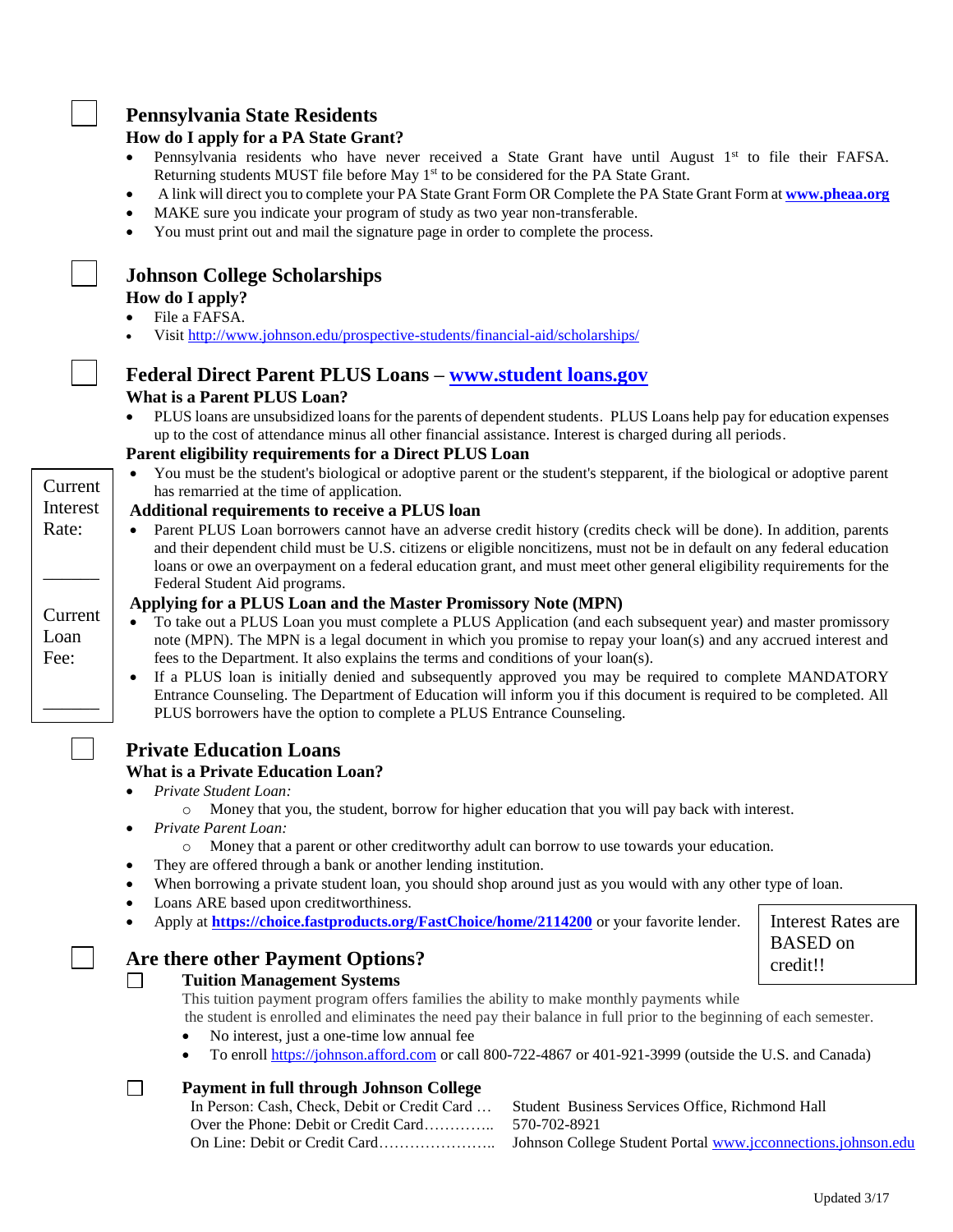## Pennsylvania State Residents

### How do I apply for a PA State Grant?

- Pennsylvania residents who have never received a State Grant have until August 1st to file their FAFSA. Returning students MUST file before May 1st to be considered for the PA State Grant.
- A link will direct you to complete your PA State Grant Form OR Complete the PA State Grant Form at **www.pheaa.org**
- MAKE sure you indicate your program of study as two year non-transferable.
- You must print out and mail the signature page in order to complete the process.

## Johnson College Scholarships

### How do I apply?

- File a FAFSA.
- Visit http://www.johnson.edu/prospective-students/financial-aid/scholarships/

## Federal Direct Parent PLUS Loans – www.student loans.gov

### What is a Parent PLUS Loan?

- PLUS loans are unsubsidized loans for the parents of dependent students. PLUS Loans help pay for education expenses up to the cost of attendance minus all other financial assistance. Interest is charged during all periods.

### Parent eligibility requirements for a Direct PLUS Loan

- You must be the student's biological or adoptive parent or the student's stepparent, if the biological or adoptive parent has remarried at the time of application.

### Additional requirements to receive a PLUS loan

- Parent PLUS Loan borrowers cannot have an adverse credit history (credits check will be done). In addition, parents and their dependent child must be U.S. citizens or eligible noncitizens, must not be in default on any federal education loans or owe an overpayment on a federal education grant, and must meet other general eligibility requirements for the Federal Student Aid programs.

### Applying for a PLUS Loan and the Master Promissory Note (MPN)

- To take out a PLUS Loan you must complete a PLUS Application (and each subsequent year) and master promissory note (MPN). The MPN is a legal document in which you promise to repay your loan(s) and any accrued interest and fees to the Department. It also explains the terms and conditions of your loan(s).
- If a PLUS loan is initially denied and subsequently approved you may be required to complete MANDATORY Entrance Counseling. The Department of Education will inform you if this document is required to be completed. All PLUS borrowers have the option to complete a PLUS Entrance Counseling.

Current Interest Rate: ______

Current Loan Fee: ______

## Private Education Loans

### What is a Private Education Loan?

- *Private Student Loan:*
  - Money that you, the student, borrow for higher education that you will pay back with interest.
- *Private Parent Loan:*
  - Money that a parent or other creditworthy adult can borrow to use towards your education.
- They are offered through a bank or another lending institution.
- When borrowing a private student loan, you should shop around just as you would with any other type of loan.
- Loans ARE based upon creditworthiness.
- Apply at **https://choice.fastproducts.org/FastChoice/home/2114200** or your favorite lender.

Interest Rates are BASED on credit!!

## Are there other Payment Options?

### Tuition Management Systems

This tuition payment program offers families the ability to make monthly payments while the student is enrolled and eliminates the need pay their balance in full prior to the beginning of each semester.

- No interest, just a one-time low annual fee
- To enroll https://johnson.afford.com or call 800-722-4867 or 401-921-3999 (outside the U.S. and Canada)

### Payment in full through Johnson College

| | |
|---|---|
| In Person: Cash, Check, Debit or Credit Card … | Student Business Services Office, Richmond Hall |
| Over the Phone: Debit or Credit Card………….. | 570-702-8921 |
| On Line: Debit or Credit Card………………….. | Johnson College Student Portal www.jcconnections.johnson.edu |

Updated 3/17